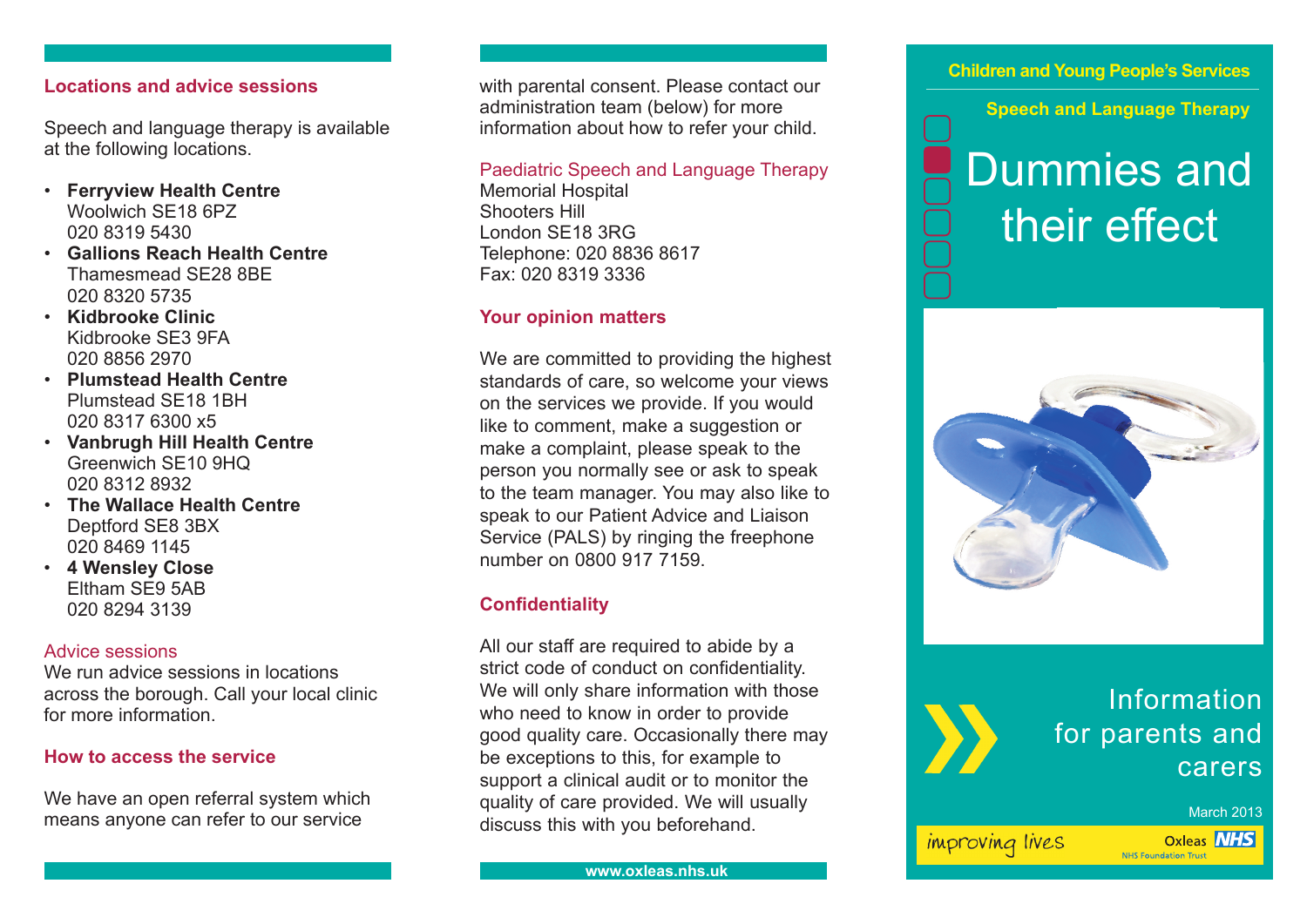## Locations and advice sessions

Speech and language therapy is available at the following locations.

- **Ferryview Health Centre**
  Woolwich SE18 6PZ
  020 8319 5430
- **Gallions Reach Health Centre**
  Thamesmead SE28 8BE
  020 8320 5735
- **Kidbrooke Clinic**
  Kidbrooke SE3 9FA
  020 8856 2970
- **Plumstead Health Centre**
  Plumstead SE18 1BH
  020 8317 6300 x5
- **Vanbrugh Hill Health Centre**
  Greenwich SE10 9HQ
  020 8312 8932
- **The Wallace Health Centre**
  Deptford SE8 3BX
  020 8469 1145
- **4 Wensley Close**
  Eltham SE9 5AB
  020 8294 3139

### Advice sessions

We run advice sessions in locations across the borough. Call your local clinic for more information.

## How to access the service

We have an open referral system which means anyone can refer to our service with parental consent. Please contact our administration team (below) for more information about how to refer your child.

### Paediatric Speech and Language Therapy

Memorial Hospital
Shooters Hill
London SE18 3RG
Telephone: 020 8836 8617
Fax: 020 8319 3336

## Your opinion matters

We are committed to providing the highest standards of care, so welcome your views on the services we provide. If you would like to comment, make a suggestion or make a complaint, please speak to the person you normally see or ask to speak to the team manager. You may also like to speak to our Patient Advice and Liaison Service (PALS) by ringing the freephone number on 0800 917 7159.

## Confidentiality

All our staff are required to abide by a strict code of conduct on confidentiality. We will only share information with those who need to know in order to provide good quality care. Occasionally there may be exceptions to this, for example to support a clinical audit or to monitor the quality of care provided. We will usually discuss this with you beforehand.

www.oxleas.nhs.uk

**Children and Young People's Services**

**Speech and Language Therapy**

# Dummies and their effect

Information for parents and carers

March 2013

improving lives

Oxleas NHS
NHS Foundation Trust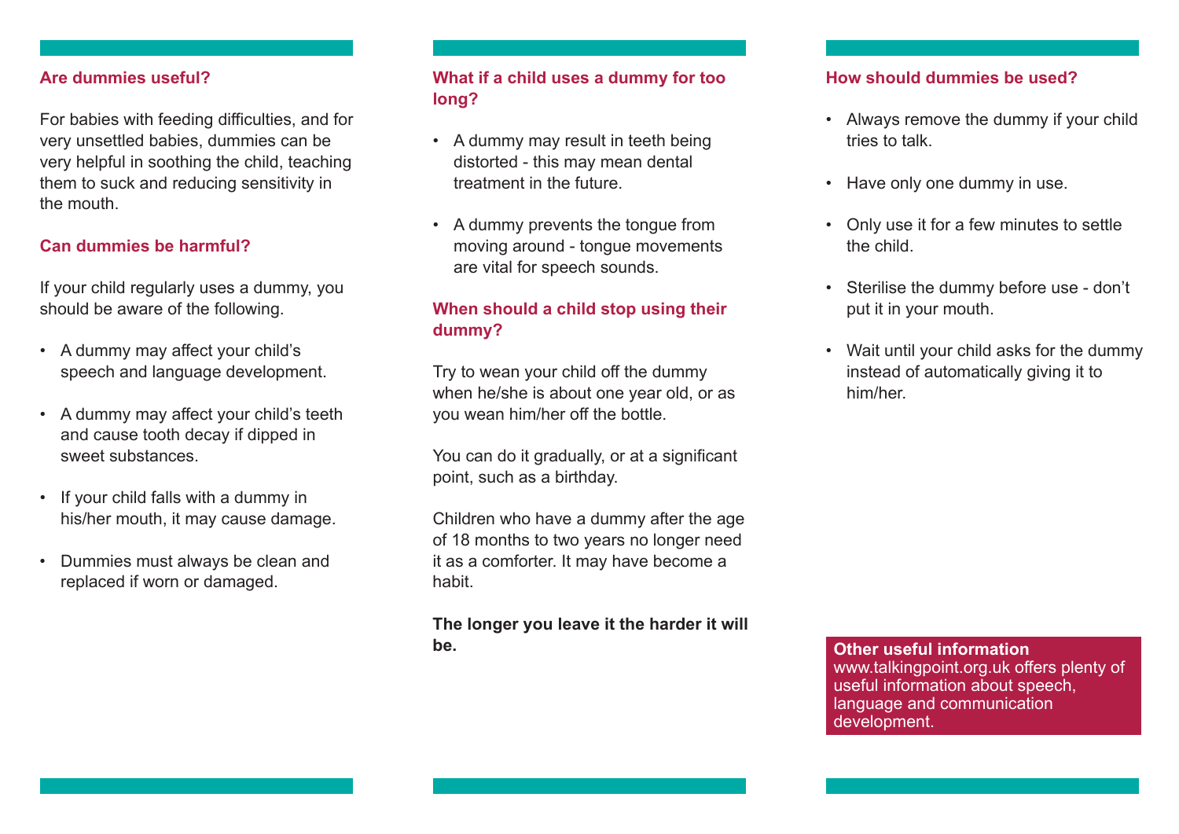## Are dummies useful?

For babies with feeding difficulties, and for very unsettled babies, dummies can be very helpful in soothing the child, teaching them to suck and reducing sensitivity in the mouth.

## Can dummies be harmful?

If your child regularly uses a dummy, you should be aware of the following.

- A dummy may affect your child's speech and language development.
- A dummy may affect your child's teeth and cause tooth decay if dipped in sweet substances.
- If your child falls with a dummy in his/her mouth, it may cause damage.
- Dummies must always be clean and replaced if worn or damaged.

## What if a child uses a dummy for too long?

- A dummy may result in teeth being distorted - this may mean dental treatment in the future.
- A dummy prevents the tongue from moving around - tongue movements are vital for speech sounds.

## When should a child stop using their dummy?

Try to wean your child off the dummy when he/she is about one year old, or as you wean him/her off the bottle.

You can do it gradually, or at a significant point, such as a birthday.

Children who have a dummy after the age of 18 months to two years no longer need it as a comforter. It may have become a habit.

**The longer you leave it the harder it will be.**

## How should dummies be used?

- Always remove the dummy if your child tries to talk.
- Have only one dummy in use.
- Only use it for a few minutes to settle the child.
- Sterilise the dummy before use - don't put it in your mouth.
- Wait until your child asks for the dummy instead of automatically giving it to him/her.

**Other useful information**
www.talkingpoint.org.uk offers plenty of useful information about speech, language and communication development.